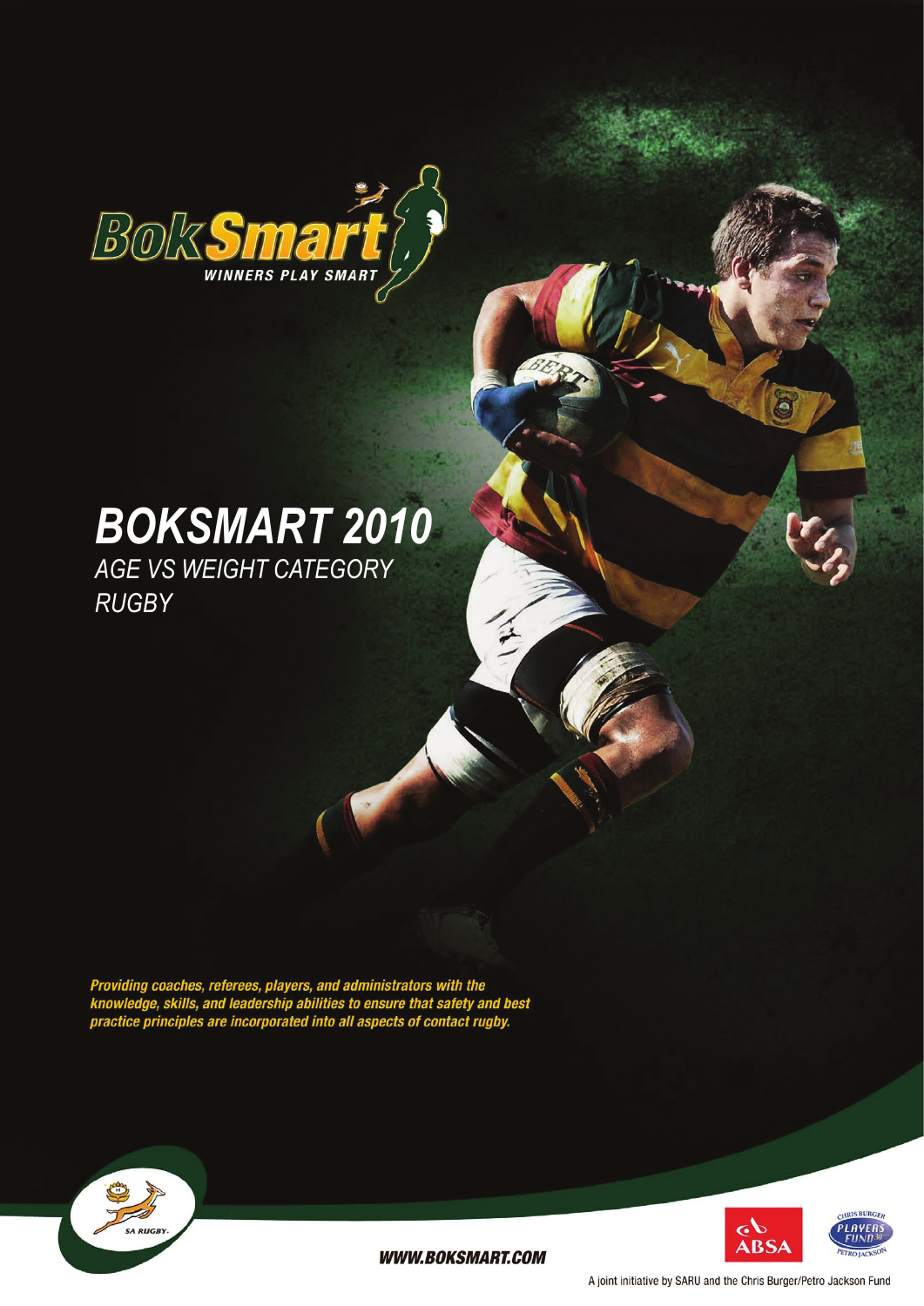BokSmart

WINNERS PLAY SMART

# BOKSMART 2010

## AGE VS WEIGHT CATEGORY RUGBY

*Providing coaches, referees, players, and administrators with the knowledge, skills, and leadership abilities to ensure that safety and best practice principles are incorporated into all aspects of contact rugby.*

SA RUGBY

WWW.BOKSMART.COM

ABSA

CHRIS BURGER PLAYERS FUND 30 PETRO JACKSON

A joint initiative by SARU and the Chris Burger/Petro Jackson Fund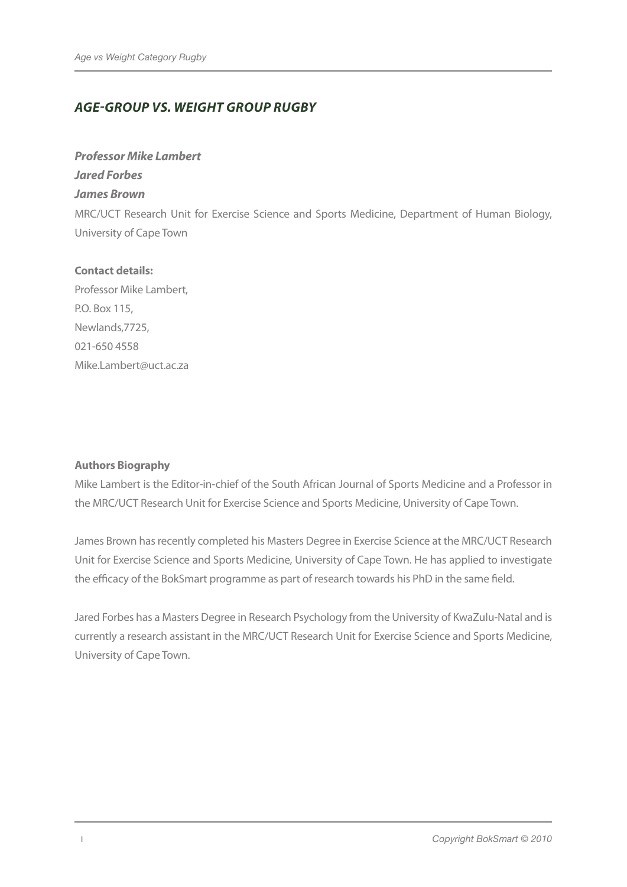# *AGE-GROUP VS. WEIGHT GROUP RUGBY*

***Professor Mike Lambert***
***Jared Forbes***
***James Brown***

MRC/UCT Research Unit for Exercise Science and Sports Medicine, Department of Human Biology, University of Cape Town

**Contact details:**
Professor Mike Lambert,
P.O. Box 115,
Newlands,7725,
021-650 4558
Mike.Lambert@uct.ac.za

**Authors Biography**

Mike Lambert is the Editor-in-chief of the South African Journal of Sports Medicine and a Professor in the MRC/UCT Research Unit for Exercise Science and Sports Medicine, University of Cape Town.

James Brown has recently completed his Masters Degree in Exercise Science at the MRC/UCT Research Unit for Exercise Science and Sports Medicine, University of Cape Town. He has applied to investigate the efficacy of the BokSmart programme as part of research towards his PhD in the same field.

Jared Forbes has a Masters Degree in Research Psychology from the University of KwaZulu-Natal and is currently a research assistant in the MRC/UCT Research Unit for Exercise Science and Sports Medicine, University of Cape Town.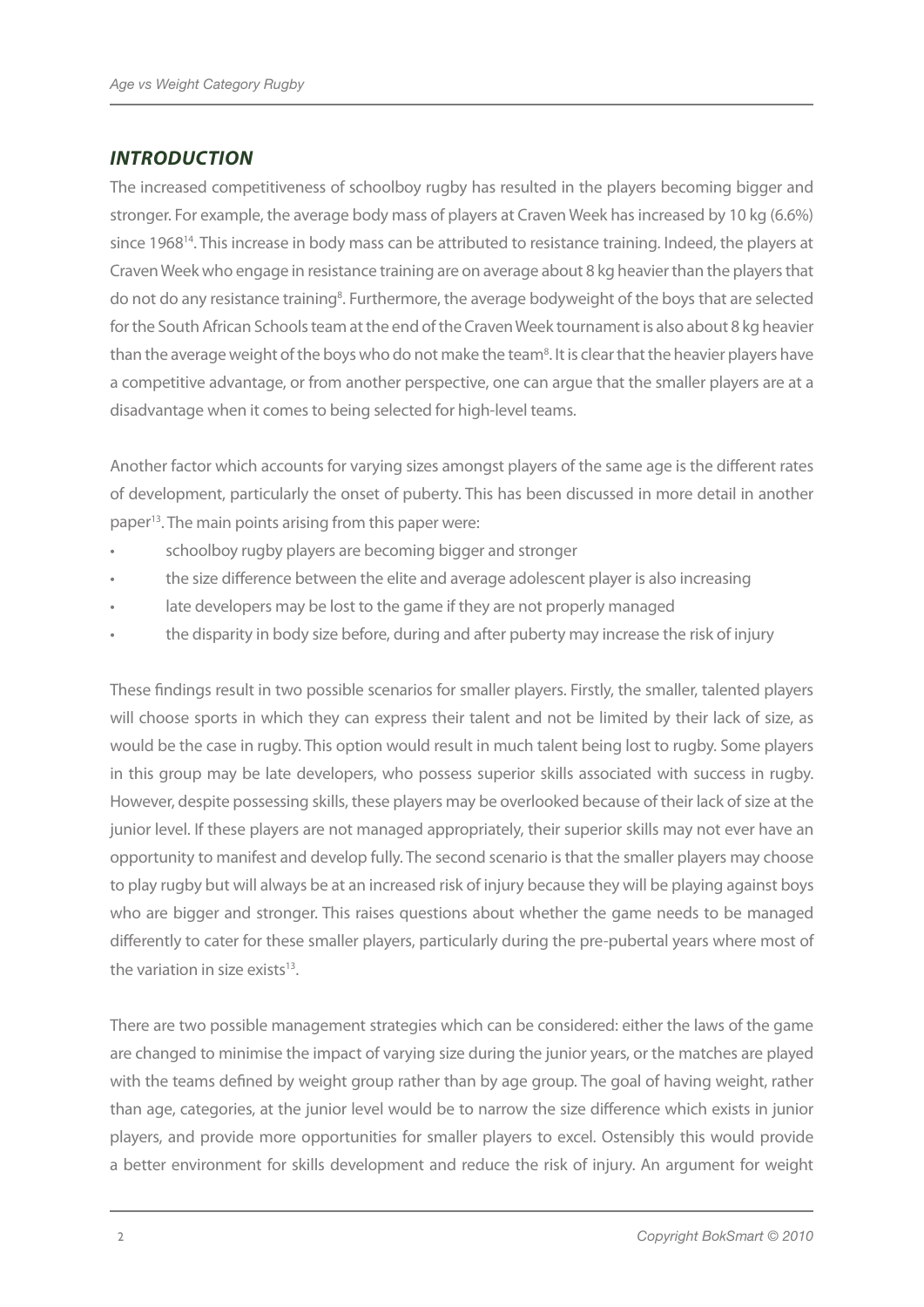## *INTRODUCTION*

The increased competitiveness of schoolboy rugby has resulted in the players becoming bigger and stronger. For example, the average body mass of players at Craven Week has increased by 10 kg (6.6%) since 1968[14]. This increase in body mass can be attributed to resistance training. Indeed, the players at Craven Week who engage in resistance training are on average about 8 kg heavier than the players that do not do any resistance training[8]. Furthermore, the average bodyweight of the boys that are selected for the South African Schools team at the end of the Craven Week tournament is also about 8 kg heavier than the average weight of the boys who do not make the team[8]. It is clear that the heavier players have a competitive advantage, or from another perspective, one can argue that the smaller players are at a disadvantage when it comes to being selected for high-level teams.

Another factor which accounts for varying sizes amongst players of the same age is the different rates of development, particularly the onset of puberty. This has been discussed in more detail in another paper[13]. The main points arising from this paper were:

- schoolboy rugby players are becoming bigger and stronger
- the size difference between the elite and average adolescent player is also increasing
- late developers may be lost to the game if they are not properly managed
- the disparity in body size before, during and after puberty may increase the risk of injury

These findings result in two possible scenarios for smaller players. Firstly, the smaller, talented players will choose sports in which they can express their talent and not be limited by their lack of size, as would be the case in rugby. This option would result in much talent being lost to rugby. Some players in this group may be late developers, who possess superior skills associated with success in rugby. However, despite possessing skills, these players may be overlooked because of their lack of size at the junior level. If these players are not managed appropriately, their superior skills may not ever have an opportunity to manifest and develop fully. The second scenario is that the smaller players may choose to play rugby but will always be at an increased risk of injury because they will be playing against boys who are bigger and stronger. This raises questions about whether the game needs to be managed differently to cater for these smaller players, particularly during the pre-pubertal years where most of the variation in size exists[13].

There are two possible management strategies which can be considered: either the laws of the game are changed to minimise the impact of varying size during the junior years, or the matches are played with the teams defined by weight group rather than by age group. The goal of having weight, rather than age, categories, at the junior level would be to narrow the size difference which exists in junior players, and provide more opportunities for smaller players to excel. Ostensibly this would provide a better environment for skills development and reduce the risk of injury. An argument for weight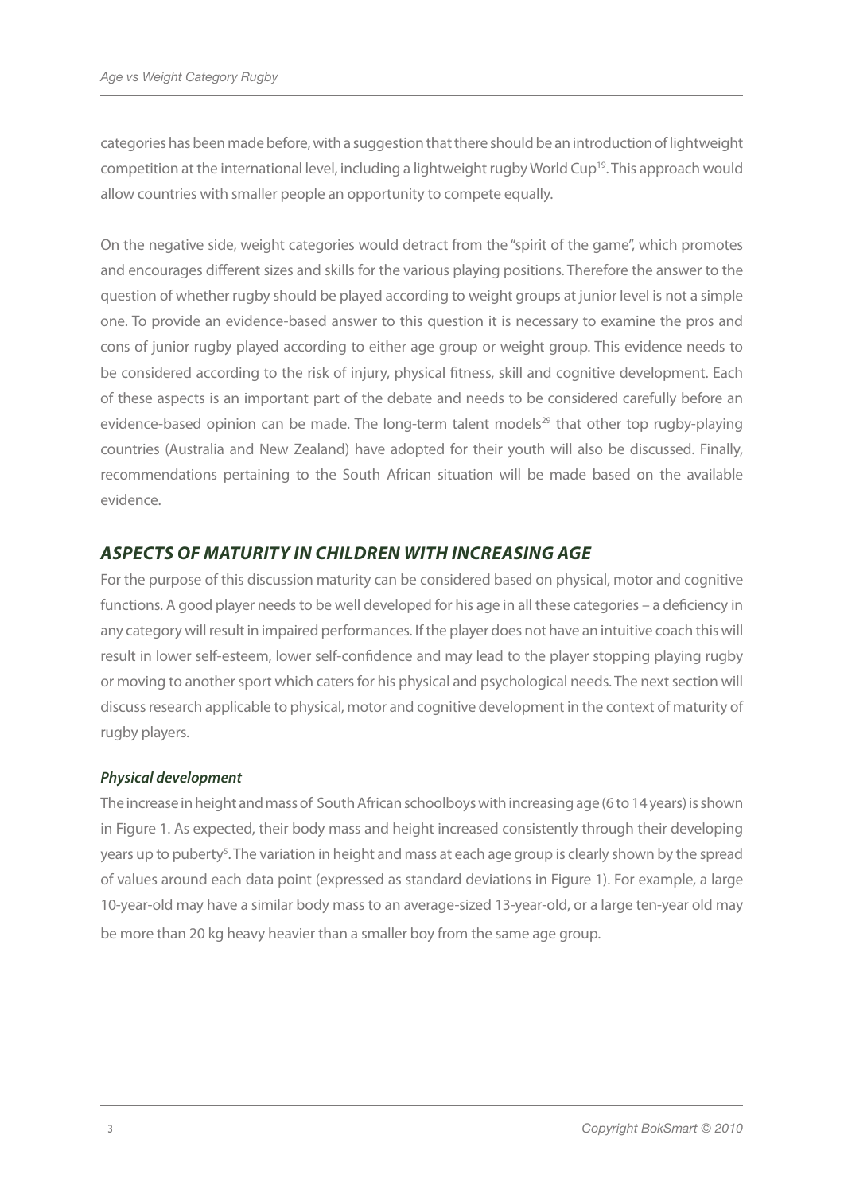categories has been made before, with a suggestion that there should be an introduction of lightweight competition at the international level, including a lightweight rugby World Cup[19]. This approach would allow countries with smaller people an opportunity to compete equally.

On the negative side, weight categories would detract from the "spirit of the game", which promotes and encourages different sizes and skills for the various playing positions. Therefore the answer to the question of whether rugby should be played according to weight groups at junior level is not a simple one. To provide an evidence-based answer to this question it is necessary to examine the pros and cons of junior rugby played according to either age group or weight group. This evidence needs to be considered according to the risk of injury, physical fitness, skill and cognitive development. Each of these aspects is an important part of the debate and needs to be considered carefully before an evidence-based opinion can be made. The long-term talent models[29] that other top rugby-playing countries (Australia and New Zealand) have adopted for their youth will also be discussed. Finally, recommendations pertaining to the South African situation will be made based on the available evidence.

## *ASPECTS OF MATURITY IN CHILDREN WITH INCREASING AGE*

For the purpose of this discussion maturity can be considered based on physical, motor and cognitive functions. A good player needs to be well developed for his age in all these categories – a deficiency in any category will result in impaired performances. If the player does not have an intuitive coach this will result in lower self-esteem, lower self-confidence and may lead to the player stopping playing rugby or moving to another sport which caters for his physical and psychological needs. The next section will discuss research applicable to physical, motor and cognitive development in the context of maturity of rugby players.

### *Physical development*

The increase in height and mass of South African schoolboys with increasing age (6 to 14 years) is shown in Figure 1. As expected, their body mass and height increased consistently through their developing years up to puberty[5]. The variation in height and mass at each age group is clearly shown by the spread of values around each data point (expressed as standard deviations in Figure 1). For example, a large 10-year-old may have a similar body mass to an average-sized 13-year-old, or a large ten-year old may be more than 20 kg heavy heavier than a smaller boy from the same age group.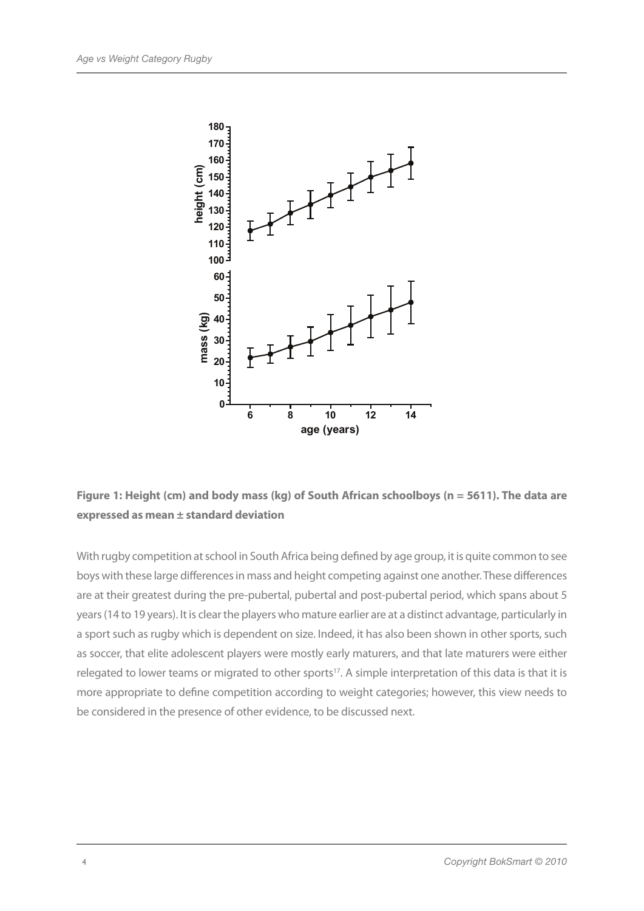**Figure 1: Height (cm) and body mass (kg) of South African schoolboys (n = 5611). The data are expressed as mean ± standard deviation**

With rugby competition at school in South Africa being defined by age group, it is quite common to see boys with these large differences in mass and height competing against one another. These differences are at their greatest during the pre-pubertal, pubertal and post-pubertal period, which spans about 5 years (14 to 19 years). It is clear the players who mature earlier are at a distinct advantage, particularly in a sport such as rugby which is dependent on size. Indeed, it has also been shown in other sports, such as soccer, that elite adolescent players were mostly early maturers, and that late maturers were either relegated to lower teams or migrated to other sports[17]. A simple interpretation of this data is that it is more appropriate to define competition according to weight categories; however, this view needs to be considered in the presence of other evidence, to be discussed next.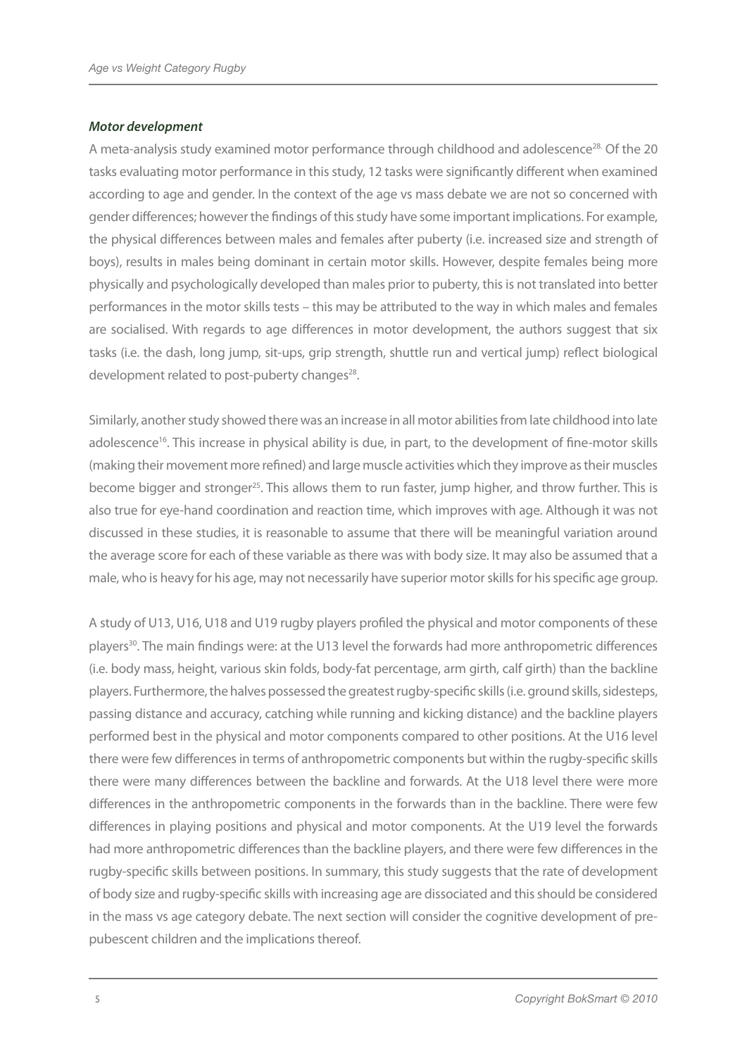### ***Motor development***

A meta-analysis study examined motor performance through childhood and adolescence[28]. Of the 20 tasks evaluating motor performance in this study, 12 tasks were significantly different when examined according to age and gender. In the context of the age vs mass debate we are not so concerned with gender differences; however the findings of this study have some important implications. For example, the physical differences between males and females after puberty (i.e. increased size and strength of boys), results in males being dominant in certain motor skills. However, despite females being more physically and psychologically developed than males prior to puberty, this is not translated into better performances in the motor skills tests – this may be attributed to the way in which males and females are socialised. With regards to age differences in motor development, the authors suggest that six tasks (i.e. the dash, long jump, sit-ups, grip strength, shuttle run and vertical jump) reflect biological development related to post-puberty changes[28].

Similarly, another study showed there was an increase in all motor abilities from late childhood into late adolescence[16]. This increase in physical ability is due, in part, to the development of fine-motor skills (making their movement more refined) and large muscle activities which they improve as their muscles become bigger and stronger[25]. This allows them to run faster, jump higher, and throw further. This is also true for eye-hand coordination and reaction time, which improves with age. Although it was not discussed in these studies, it is reasonable to assume that there will be meaningful variation around the average score for each of these variable as there was with body size. It may also be assumed that a male, who is heavy for his age, may not necessarily have superior motor skills for his specific age group.

A study of U13, U16, U18 and U19 rugby players profiled the physical and motor components of these players[30]. The main findings were: at the U13 level the forwards had more anthropometric differences (i.e. body mass, height, various skin folds, body-fat percentage, arm girth, calf girth) than the backline players. Furthermore, the halves possessed the greatest rugby-specific skills (i.e. ground skills, sidesteps, passing distance and accuracy, catching while running and kicking distance) and the backline players performed best in the physical and motor components compared to other positions. At the U16 level there were few differences in terms of anthropometric components but within the rugby-specific skills there were many differences between the backline and forwards. At the U18 level there were more differences in the anthropometric components in the forwards than in the backline. There were few differences in playing positions and physical and motor components. At the U19 level the forwards had more anthropometric differences than the backline players, and there were few differences in the rugby-specific skills between positions. In summary, this study suggests that the rate of development of body size and rugby-specific skills with increasing age are dissociated and this should be considered in the mass vs age category debate. The next section will consider the cognitive development of pre-pubescent children and the implications thereof.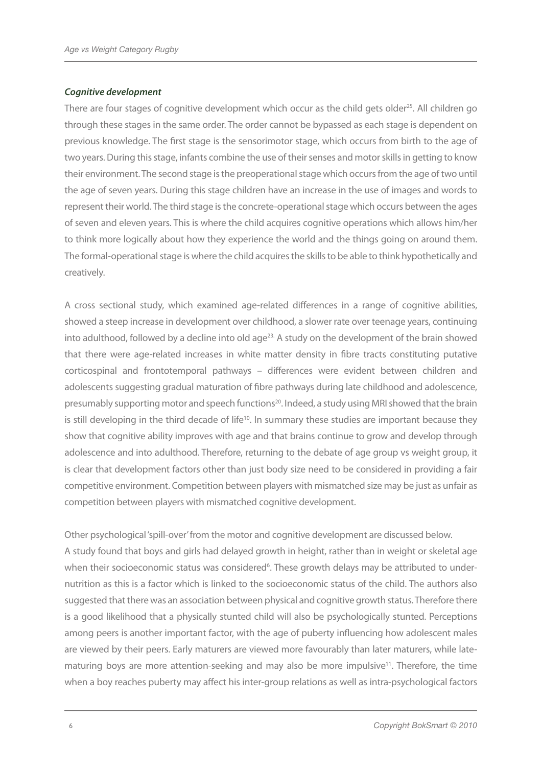***Cognitive development***

There are four stages of cognitive development which occur as the child gets older[25]. All children go through these stages in the same order. The order cannot be bypassed as each stage is dependent on previous knowledge. The first stage is the sensorimotor stage, which occurs from birth to the age of two years. During this stage, infants combine the use of their senses and motor skills in getting to know their environment. The second stage is the preoperational stage which occurs from the age of two until the age of seven years. During this stage children have an increase in the use of images and words to represent their world. The third stage is the concrete-operational stage which occurs between the ages of seven and eleven years. This is where the child acquires cognitive operations which allows him/her to think more logically about how they experience the world and the things going on around them. The formal-operational stage is where the child acquires the skills to be able to think hypothetically and creatively.

A cross sectional study, which examined age-related differences in a range of cognitive abilities, showed a steep increase in development over childhood, a slower rate over teenage years, continuing into adulthood, followed by a decline into old age[23]. A study on the development of the brain showed that there were age-related increases in white matter density in fibre tracts constituting putative corticospinal and frontotemporal pathways – differences were evident between children and adolescents suggesting gradual maturation of fibre pathways during late childhood and adolescence, presumably supporting motor and speech functions[20]. Indeed, a study using MRI showed that the brain is still developing in the third decade of life[10]. In summary these studies are important because they show that cognitive ability improves with age and that brains continue to grow and develop through adolescence and into adulthood. Therefore, returning to the debate of age group vs weight group, it is clear that development factors other than just body size need to be considered in providing a fair competitive environment. Competition between players with mismatched size may be just as unfair as competition between players with mismatched cognitive development.

Other psychological 'spill-over' from the motor and cognitive development are discussed below.

A study found that boys and girls had delayed growth in height, rather than in weight or skeletal age when their socioeconomic status was considered[6]. These growth delays may be attributed to under-nutrition as this is a factor which is linked to the socioeconomic status of the child. The authors also suggested that there was an association between physical and cognitive growth status. Therefore there is a good likelihood that a physically stunted child will also be psychologically stunted. Perceptions among peers is another important factor, with the age of puberty influencing how adolescent males are viewed by their peers. Early maturers are viewed more favourably than later maturers, while late-maturing boys are more attention-seeking and may also be more impulsive[11]. Therefore, the time when a boy reaches puberty may affect his inter-group relations as well as intra-psychological factors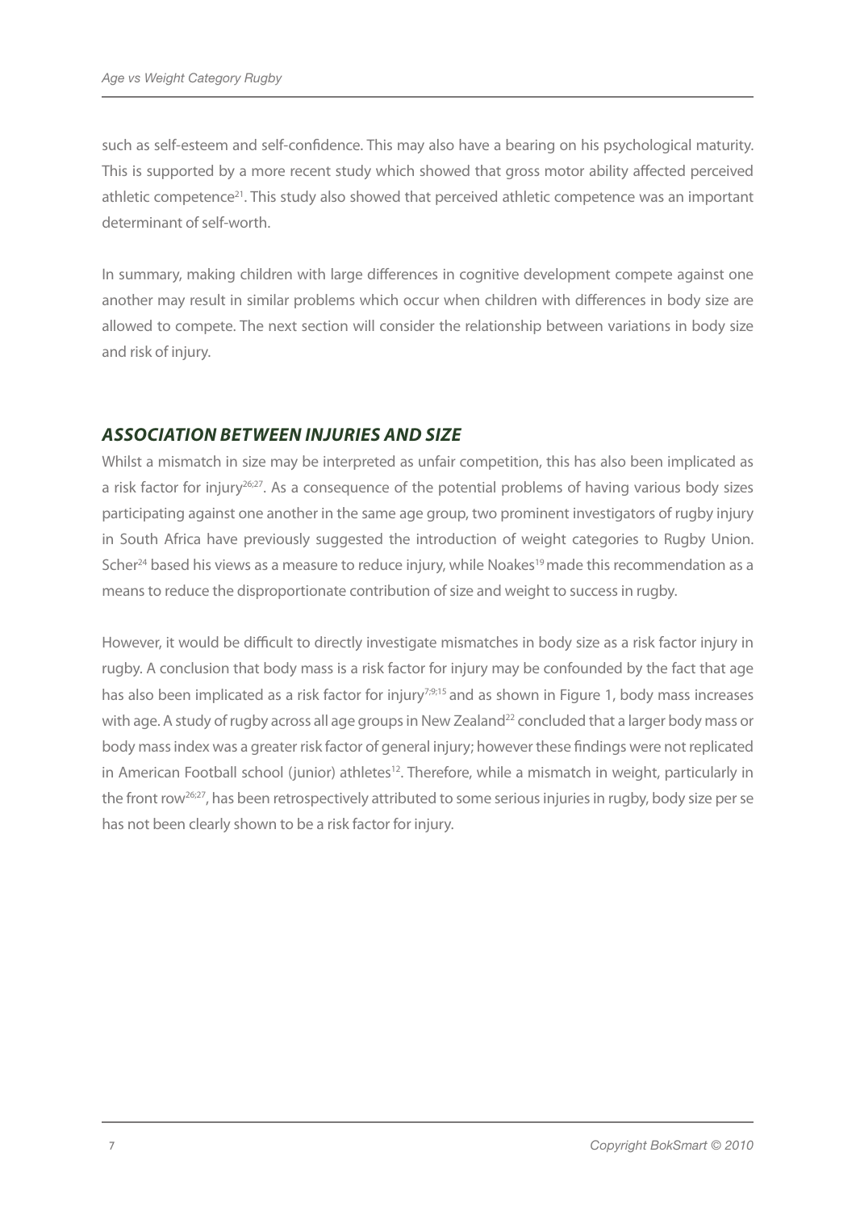such as self-esteem and self-confidence. This may also have a bearing on his psychological maturity. This is supported by a more recent study which showed that gross motor ability affected perceived athletic competence[21]. This study also showed that perceived athletic competence was an important determinant of self-worth.

In summary, making children with large differences in cognitive development compete against one another may result in similar problems which occur when children with differences in body size are allowed to compete. The next section will consider the relationship between variations in body size and risk of injury.

## *ASSOCIATION BETWEEN INJURIES AND SIZE*

Whilst a mismatch in size may be interpreted as unfair competition, this has also been implicated as a risk factor for injury[26;27]. As a consequence of the potential problems of having various body sizes participating against one another in the same age group, two prominent investigators of rugby injury in South Africa have previously suggested the introduction of weight categories to Rugby Union. Scher[24] based his views as a measure to reduce injury, while Noakes[19] made this recommendation as a means to reduce the disproportionate contribution of size and weight to success in rugby.

However, it would be difficult to directly investigate mismatches in body size as a risk factor injury in rugby. A conclusion that body mass is a risk factor for injury may be confounded by the fact that age has also been implicated as a risk factor for injury[7;9;15] and as shown in Figure 1, body mass increases with age. A study of rugby across all age groups in New Zealand[22] concluded that a larger body mass or body mass index was a greater risk factor of general injury; however these findings were not replicated in American Football school (junior) athletes[12]. Therefore, while a mismatch in weight, particularly in the front row[26;27], has been retrospectively attributed to some serious injuries in rugby, body size per se has not been clearly shown to be a risk factor for injury.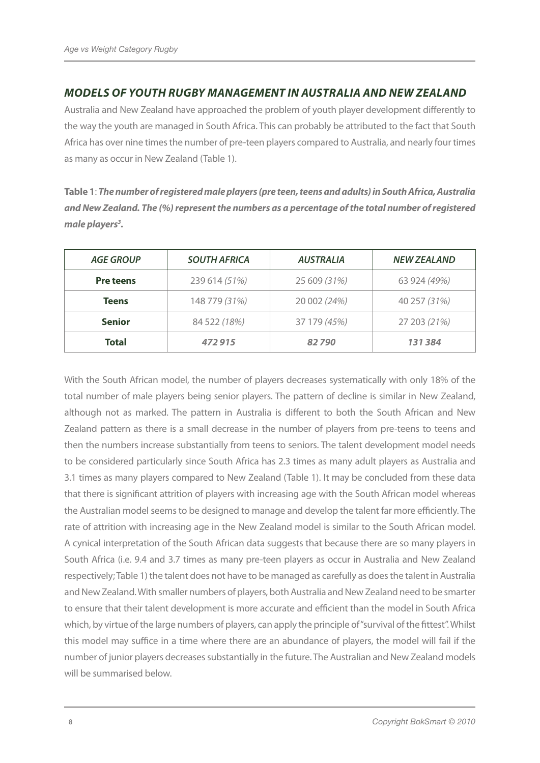## *MODELS OF YOUTH RUGBY MANAGEMENT IN AUSTRALIA AND NEW ZEALAND*

Australia and New Zealand have approached the problem of youth player development differently to the way the youth are managed in South Africa. This can probably be attributed to the fact that South Africa has over nine times the number of pre-teen players compared to Australia, and nearly four times as many as occur in New Zealand (Table 1).

**Table 1**: ***The number of registered male players (pre teen, teens and adults) in South Africa, Australia and New Zealand. The (%) represent the numbers as a percentage of the total number of registered male players[3].***

| *AGE GROUP* | *SOUTH AFRICA* | *AUSTRALIA* | *NEW ZEALAND* |
|---|---|---|---|
| **Pre teens** | 239 614 *(51%)* | 25 609 *(31%)* | 63 924 *(49%)* |
| **Teens** | 148 779 *(31%)* | 20 002 *(24%)* | 40 257 *(31%)* |
| **Senior** | 84 522 *(18%)* | 37 179 *(45%)* | 27 203 *(21%)* |
| **Total** | ***472 915*** | ***82 790*** | ***131 384*** |

With the South African model, the number of players decreases systematically with only 18% of the total number of male players being senior players. The pattern of decline is similar in New Zealand, although not as marked. The pattern in Australia is different to both the South African and New Zealand pattern as there is a small decrease in the number of players from pre-teens to teens and then the numbers increase substantially from teens to seniors. The talent development model needs to be considered particularly since South Africa has 2.3 times as many adult players as Australia and 3.1 times as many players compared to New Zealand (Table 1). It may be concluded from these data that there is significant attrition of players with increasing age with the South African model whereas the Australian model seems to be designed to manage and develop the talent far more efficiently. The rate of attrition with increasing age in the New Zealand model is similar to the South African model. A cynical interpretation of the South African data suggests that because there are so many players in South Africa (i.e. 9.4 and 3.7 times as many pre-teen players as occur in Australia and New Zealand respectively; Table 1) the talent does not have to be managed as carefully as does the talent in Australia and New Zealand. With smaller numbers of players, both Australia and New Zealand need to be smarter to ensure that their talent development is more accurate and efficient than the model in South Africa which, by virtue of the large numbers of players, can apply the principle of "survival of the fittest". Whilst this model may suffice in a time where there are an abundance of players, the model will fail if the number of junior players decreases substantially in the future. The Australian and New Zealand models will be summarised below.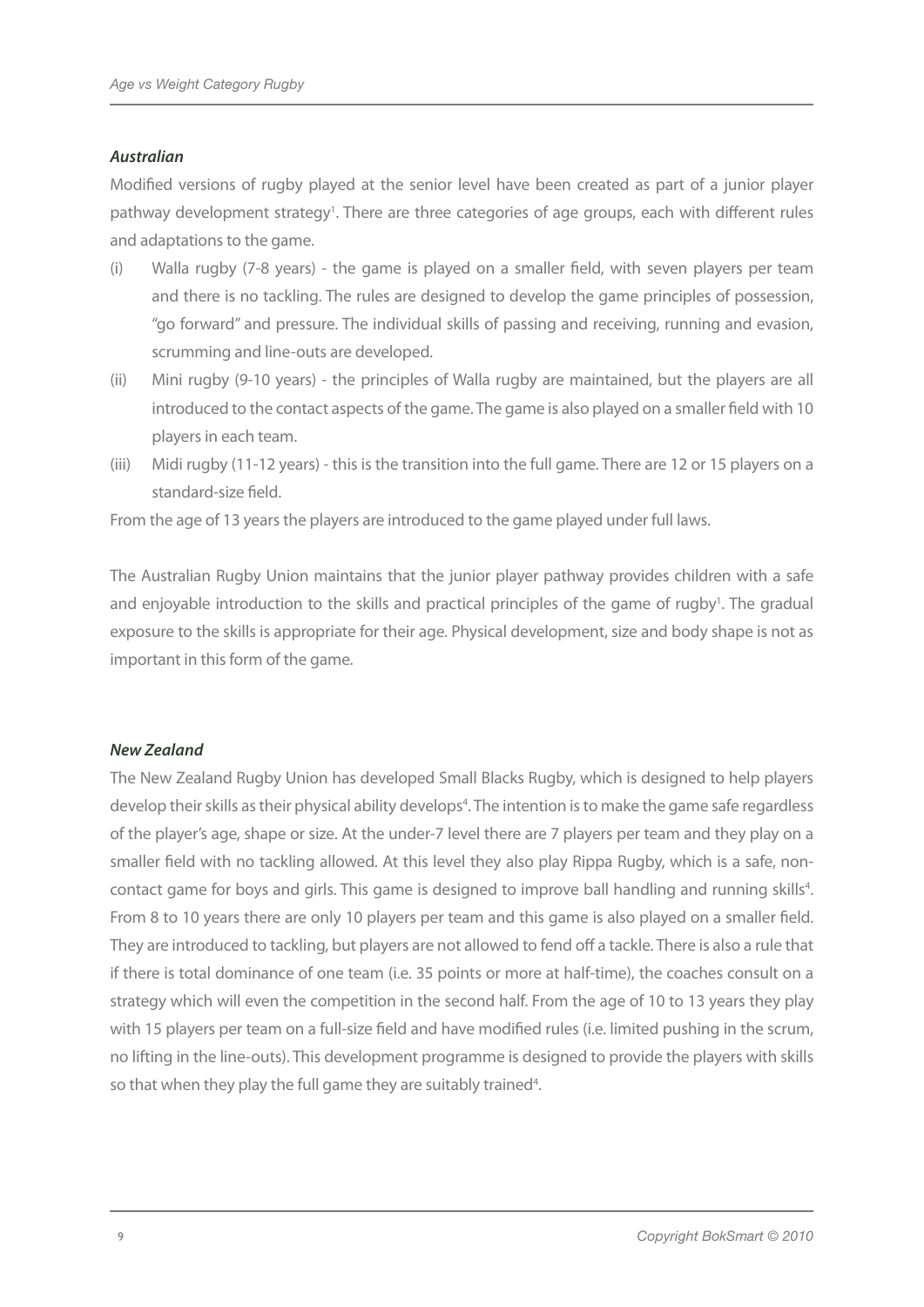### *Australian*

Modified versions of rugby played at the senior level have been created as part of a junior player pathway development strategy[1]. There are three categories of age groups, each with different rules and adaptations to the game.

(i) Walla rugby (7-8 years) - the game is played on a smaller field, with seven players per team and there is no tackling. The rules are designed to develop the game principles of possession, "go forward" and pressure. The individual skills of passing and receiving, running and evasion, scrumming and line-outs are developed.

(ii) Mini rugby (9-10 years) - the principles of Walla rugby are maintained, but the players are all introduced to the contact aspects of the game. The game is also played on a smaller field with 10 players in each team.

(iii) Midi rugby (11-12 years) - this is the transition into the full game. There are 12 or 15 players on a standard-size field.

From the age of 13 years the players are introduced to the game played under full laws.

The Australian Rugby Union maintains that the junior player pathway provides children with a safe and enjoyable introduction to the skills and practical principles of the game of rugby[1]. The gradual exposure to the skills is appropriate for their age. Physical development, size and body shape is not as important in this form of the game.

### *New Zealand*

The New Zealand Rugby Union has developed Small Blacks Rugby, which is designed to help players develop their skills as their physical ability develops[4]. The intention is to make the game safe regardless of the player's age, shape or size. At the under-7 level there are 7 players per team and they play on a smaller field with no tackling allowed. At this level they also play Rippa Rugby, which is a safe, non-contact game for boys and girls. This game is designed to improve ball handling and running skills[4]. From 8 to 10 years there are only 10 players per team and this game is also played on a smaller field. They are introduced to tackling, but players are not allowed to fend off a tackle. There is also a rule that if there is total dominance of one team (i.e. 35 points or more at half-time), the coaches consult on a strategy which will even the competition in the second half. From the age of 10 to 13 years they play with 15 players per team on a full-size field and have modified rules (i.e. limited pushing in the scrum, no lifting in the line-outs). This development programme is designed to provide the players with skills so that when they play the full game they are suitably trained[4].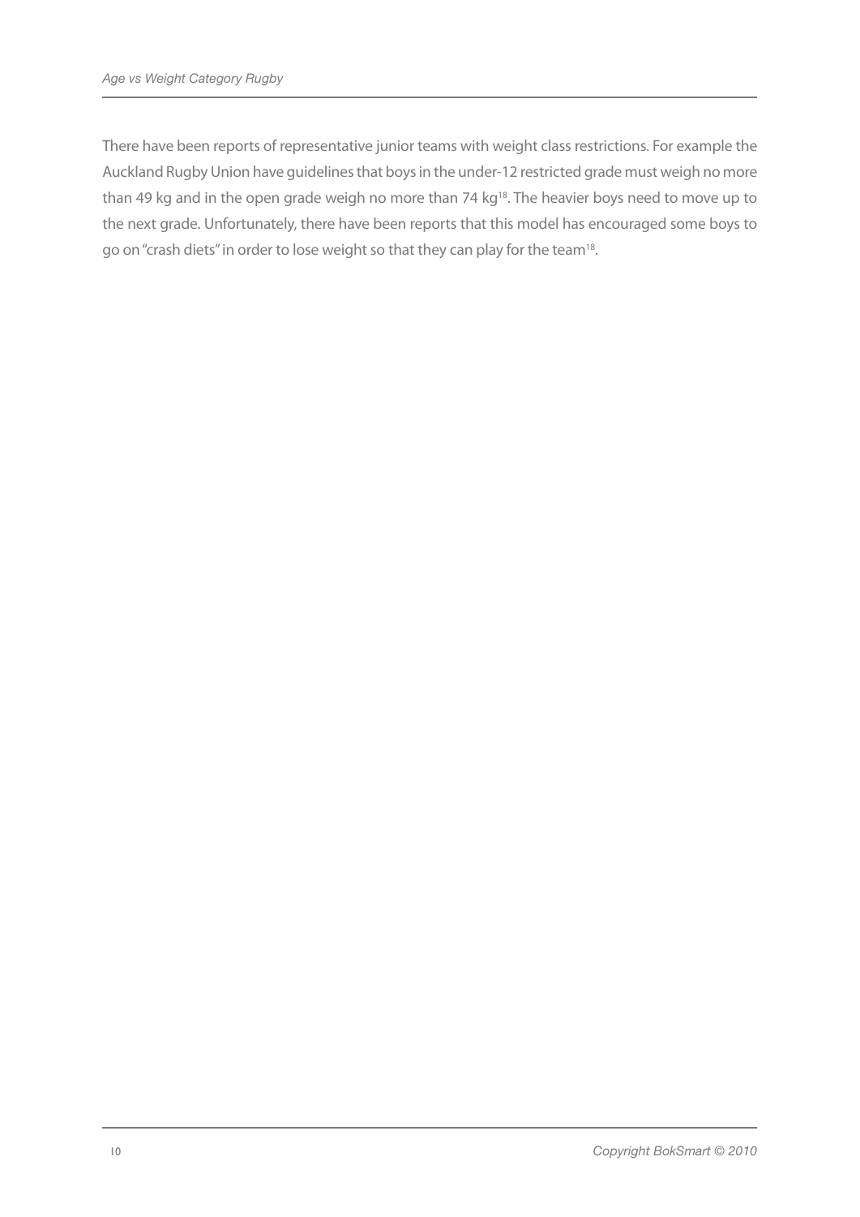There have been reports of representative junior teams with weight class restrictions. For example the Auckland Rugby Union have guidelines that boys in the under-12 restricted grade must weigh no more than 49 kg and in the open grade weigh no more than 74 kg[18]. The heavier boys need to move up to the next grade. Unfortunately, there have been reports that this model has encouraged some boys to go on "crash diets" in order to lose weight so that they can play for the team[18].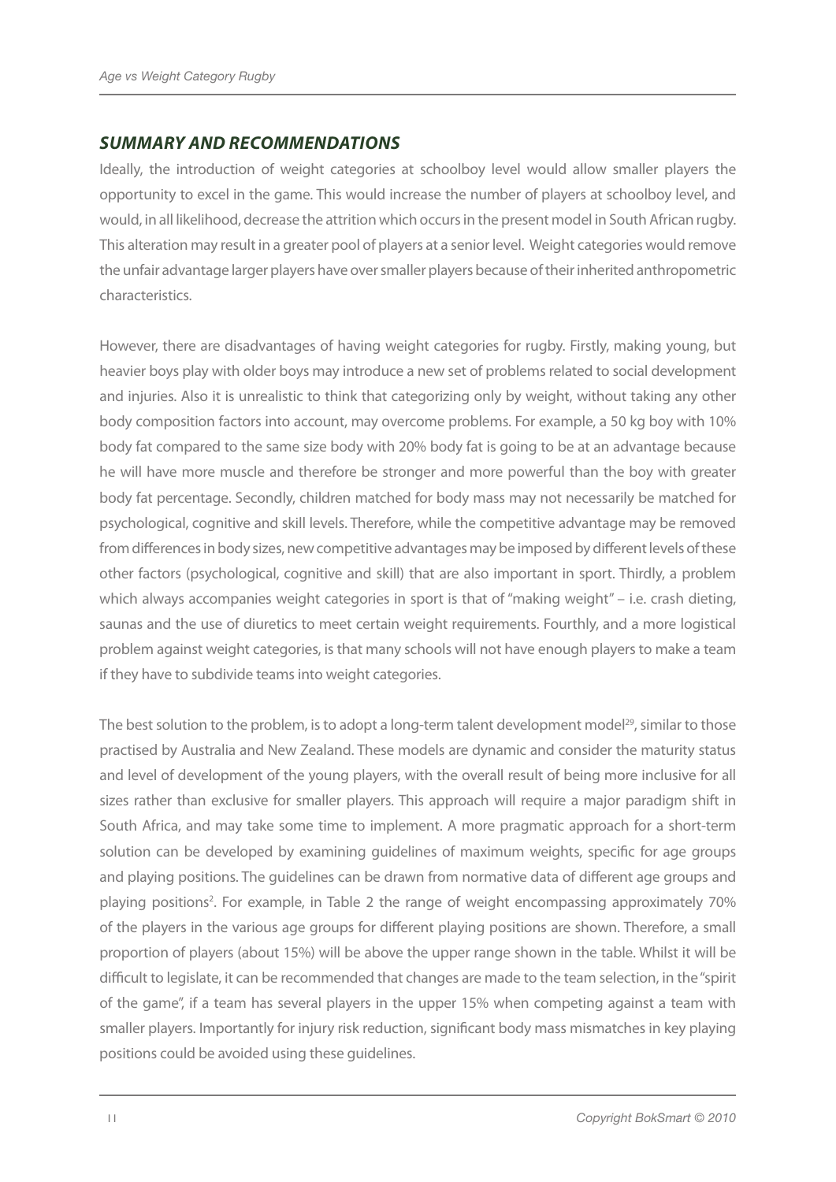## *SUMMARY AND RECOMMENDATIONS*

Ideally, the introduction of weight categories at schoolboy level would allow smaller players the opportunity to excel in the game. This would increase the number of players at schoolboy level, and would, in all likelihood, decrease the attrition which occurs in the present model in South African rugby. This alteration may result in a greater pool of players at a senior level. Weight categories would remove the unfair advantage larger players have over smaller players because of their inherited anthropometric characteristics.

However, there are disadvantages of having weight categories for rugby. Firstly, making young, but heavier boys play with older boys may introduce a new set of problems related to social development and injuries. Also it is unrealistic to think that categorizing only by weight, without taking any other body composition factors into account, may overcome problems. For example, a 50 kg boy with 10% body fat compared to the same size body with 20% body fat is going to be at an advantage because he will have more muscle and therefore be stronger and more powerful than the boy with greater body fat percentage. Secondly, children matched for body mass may not necessarily be matched for psychological, cognitive and skill levels. Therefore, while the competitive advantage may be removed from differences in body sizes, new competitive advantages may be imposed by different levels of these other factors (psychological, cognitive and skill) that are also important in sport. Thirdly, a problem which always accompanies weight categories in sport is that of "making weight" – i.e. crash dieting, saunas and the use of diuretics to meet certain weight requirements. Fourthly, and a more logistical problem against weight categories, is that many schools will not have enough players to make a team if they have to subdivide teams into weight categories.

The best solution to the problem, is to adopt a long-term talent development model[29], similar to those practised by Australia and New Zealand. These models are dynamic and consider the maturity status and level of development of the young players, with the overall result of being more inclusive for all sizes rather than exclusive for smaller players. This approach will require a major paradigm shift in South Africa, and may take some time to implement. A more pragmatic approach for a short-term solution can be developed by examining guidelines of maximum weights, specific for age groups and playing positions. The guidelines can be drawn from normative data of different age groups and playing positions[2]. For example, in Table 2 the range of weight encompassing approximately 70% of the players in the various age groups for different playing positions are shown. Therefore, a small proportion of players (about 15%) will be above the upper range shown in the table. Whilst it will be difficult to legislate, it can be recommended that changes are made to the team selection, in the "spirit of the game", if a team has several players in the upper 15% when competing against a team with smaller players. Importantly for injury risk reduction, significant body mass mismatches in key playing positions could be avoided using these guidelines.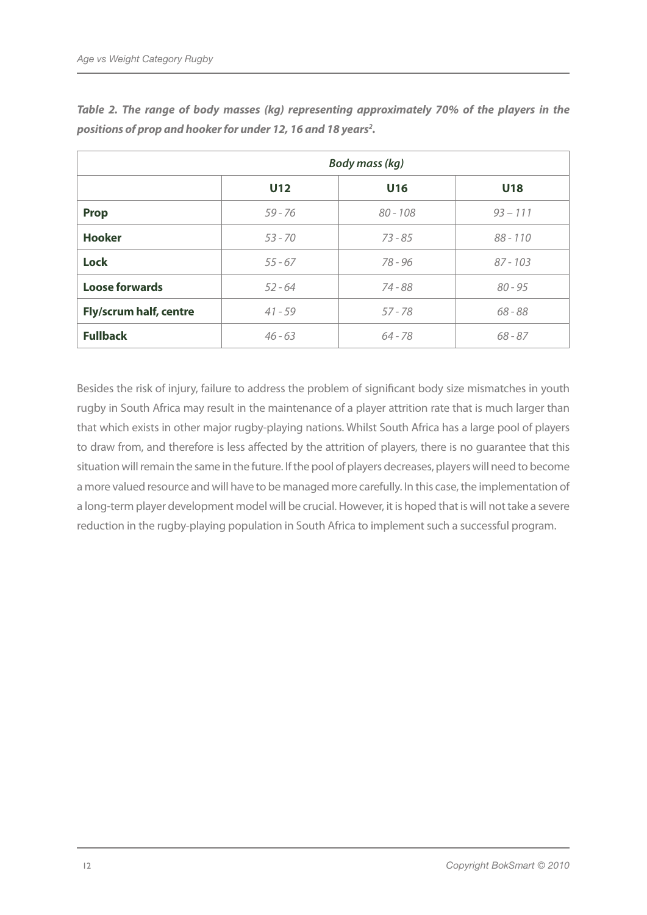***Table 2. The range of body masses (kg) representing approximately 70% of the players in the positions of prop and hooker for under 12, 16 and 18 years[2].***

| | *Body mass (kg)* | | |
|---|---|---|---|
| | **U12** | **U16** | **U18** |
| **Prop** | *59 - 76* | *80 - 108* | *93 – 111* |
| **Hooker** | *53 - 70* | *73 - 85* | *88 - 110* |
| **Lock** | *55 - 67* | *78 - 96* | *87 - 103* |
| **Loose forwards** | *52 - 64* | *74 - 88* | *80 - 95* |
| **Fly/scrum half, centre** | *41 - 59* | *57 - 78* | *68 - 88* |
| **Fullback** | *46 - 63* | *64 - 78* | *68 - 87* |

Besides the risk of injury, failure to address the problem of significant body size mismatches in youth rugby in South Africa may result in the maintenance of a player attrition rate that is much larger than that which exists in other major rugby-playing nations. Whilst South Africa has a large pool of players to draw from, and therefore is less affected by the attrition of players, there is no guarantee that this situation will remain the same in the future. If the pool of players decreases, players will need to become a more valued resource and will have to be managed more carefully. In this case, the implementation of a long-term player development model will be crucial. However, it is hoped that is will not take a severe reduction in the rugby-playing population in South Africa to implement such a successful program.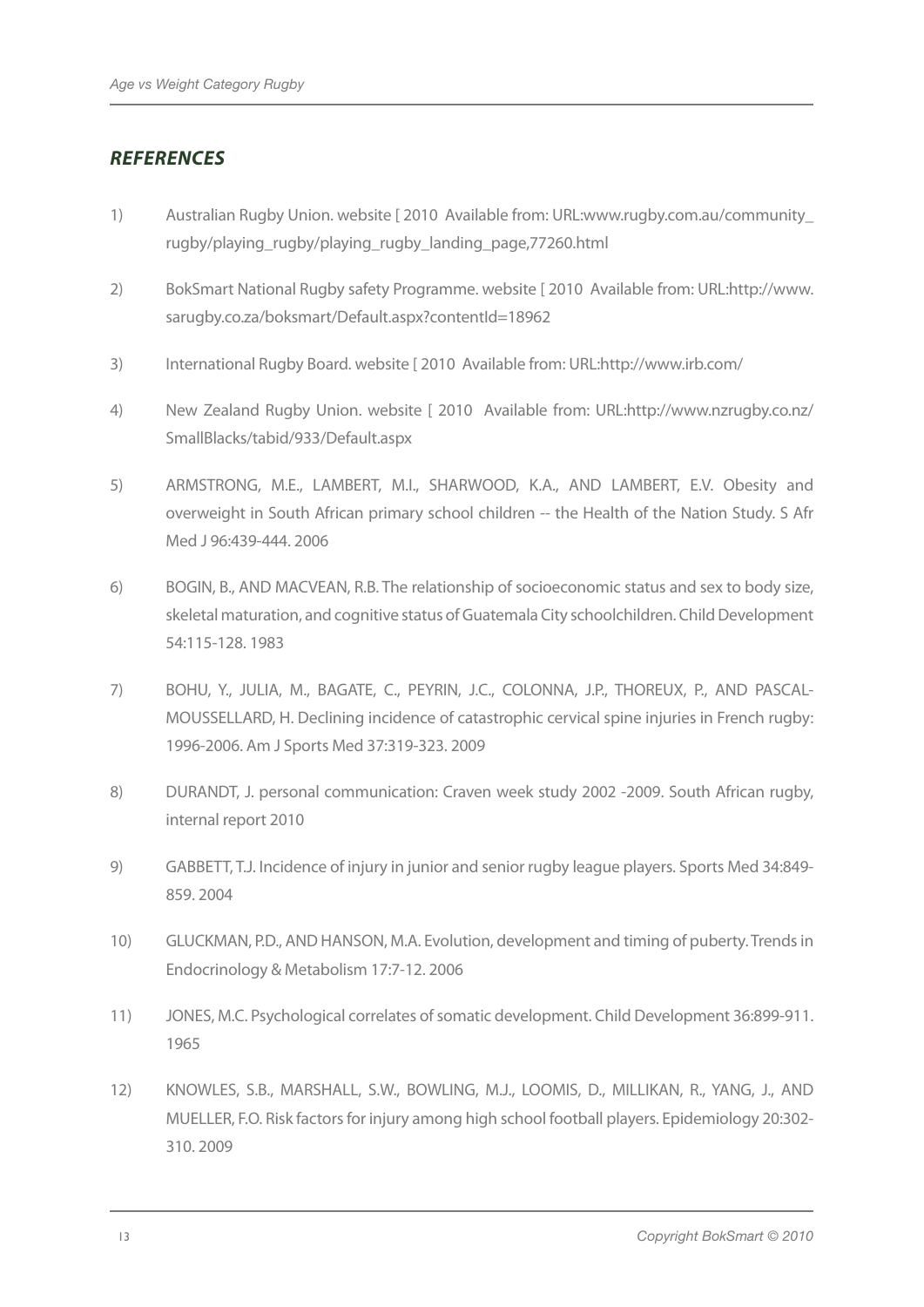## *REFERENCES*

1) Australian Rugby Union. website [ 2010 Available from: URL:www.rugby.com.au/community_rugby/playing_rugby/playing_rugby_landing_page,77260.html

2) BokSmart National Rugby safety Programme. website [ 2010 Available from: URL:http://www.sarugby.co.za/boksmart/Default.aspx?contentId=18962

3) International Rugby Board. website [ 2010 Available from: URL:http://www.irb.com/

4) New Zealand Rugby Union. website [ 2010 Available from: URL:http://www.nzrugby.co.nz/SmallBlacks/tabid/933/Default.aspx

5) ARMSTRONG, M.E., LAMBERT, M.I., SHARWOOD, K.A., AND LAMBERT, E.V. Obesity and overweight in South African primary school children -- the Health of the Nation Study. S Afr Med J 96:439-444. 2006

6) BOGIN, B., AND MACVEAN, R.B. The relationship of socioeconomic status and sex to body size, skeletal maturation, and cognitive status of Guatemala City schoolchildren. Child Development 54:115-128. 1983

7) BOHU, Y., JULIA, M., BAGATE, C., PEYRIN, J.C., COLONNA, J.P., THOREUX, P., AND PASCAL-MOUSSELLARD, H. Declining incidence of catastrophic cervical spine injuries in French rugby: 1996-2006. Am J Sports Med 37:319-323. 2009

8) DURANDT, J. personal communication: Craven week study 2002 -2009. South African rugby, internal report 2010

9) GABBETT, T.J. Incidence of injury in junior and senior rugby league players. Sports Med 34:849-859. 2004

10) GLUCKMAN, P.D., AND HANSON, M.A. Evolution, development and timing of puberty. Trends in Endocrinology & Metabolism 17:7-12. 2006

11) JONES, M.C. Psychological correlates of somatic development. Child Development 36:899-911. 1965

12) KNOWLES, S.B., MARSHALL, S.W., BOWLING, M.J., LOOMIS, D., MILLIKAN, R., YANG, J., AND MUELLER, F.O. Risk factors for injury among high school football players. Epidemiology 20:302-310. 2009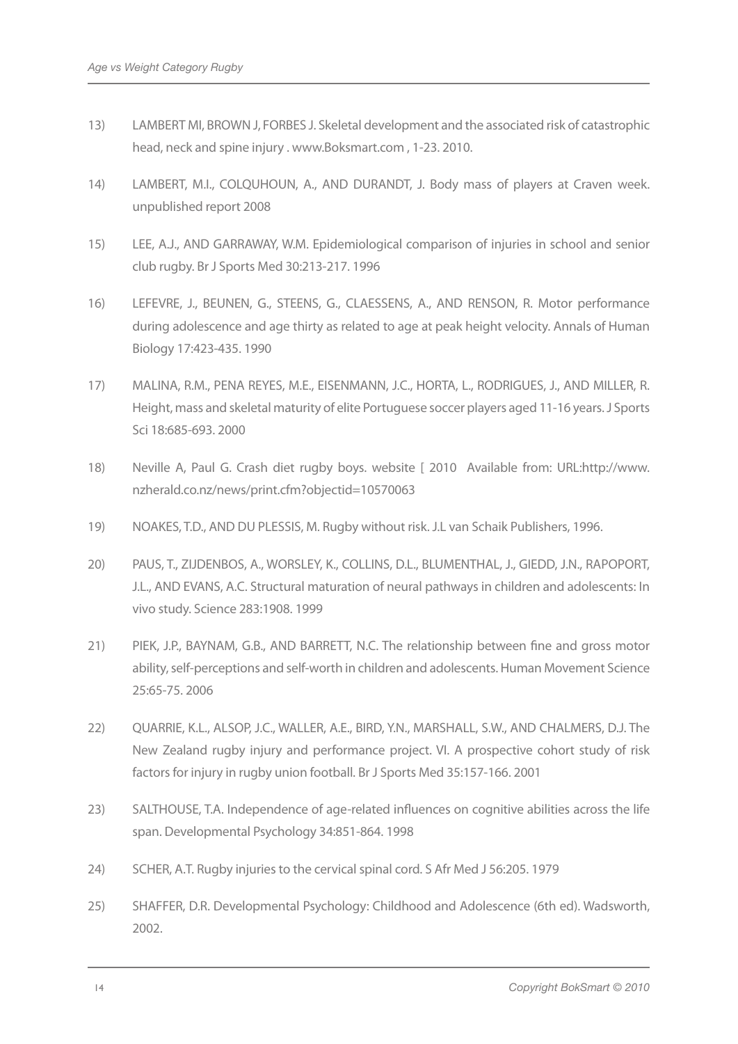13) LAMBERT MI, BROWN J, FORBES J. Skeletal development and the associated risk of catastrophic head, neck and spine injury . www.Boksmart.com , 1-23. 2010.

14) LAMBERT, M.I., COLQUHOUN, A., AND DURANDT, J. Body mass of players at Craven week. unpublished report 2008

15) LEE, A.J., AND GARRAWAY, W.M. Epidemiological comparison of injuries in school and senior club rugby. Br J Sports Med 30:213-217. 1996

16) LEFEVRE, J., BEUNEN, G., STEENS, G., CLAESSENS, A., AND RENSON, R. Motor performance during adolescence and age thirty as related to age at peak height velocity. Annals of Human Biology 17:423-435. 1990

17) MALINA, R.M., PENA REYES, M.E., EISENMANN, J.C., HORTA, L., RODRIGUES, J., AND MILLER, R. Height, mass and skeletal maturity of elite Portuguese soccer players aged 11-16 years. J Sports Sci 18:685-693. 2000

18) Neville A, Paul G. Crash diet rugby boys. website [ 2010 Available from: URL:http://www.nzherald.co.nz/news/print.cfm?objectid=10570063

19) NOAKES, T.D., AND DU PLESSIS, M. Rugby without risk. J.L van Schaik Publishers, 1996.

20) PAUS, T., ZIJDENBOS, A., WORSLEY, K., COLLINS, D.L., BLUMENTHAL, J., GIEDD, J.N., RAPOPORT, J.L., AND EVANS, A.C. Structural maturation of neural pathways in children and adolescents: In vivo study. Science 283:1908. 1999

21) PIEK, J.P., BAYNAM, G.B., AND BARRETT, N.C. The relationship between fine and gross motor ability, self-perceptions and self-worth in children and adolescents. Human Movement Science 25:65-75. 2006

22) QUARRIE, K.L., ALSOP, J.C., WALLER, A.E., BIRD, Y.N., MARSHALL, S.W., AND CHALMERS, D.J. The New Zealand rugby injury and performance project. VI. A prospective cohort study of risk factors for injury in rugby union football. Br J Sports Med 35:157-166. 2001

23) SALTHOUSE, T.A. Independence of age-related influences on cognitive abilities across the life span. Developmental Psychology 34:851-864. 1998

24) SCHER, A.T. Rugby injuries to the cervical spinal cord. S Afr Med J 56:205. 1979

25) SHAFFER, D.R. Developmental Psychology: Childhood and Adolescence (6th ed). Wadsworth, 2002.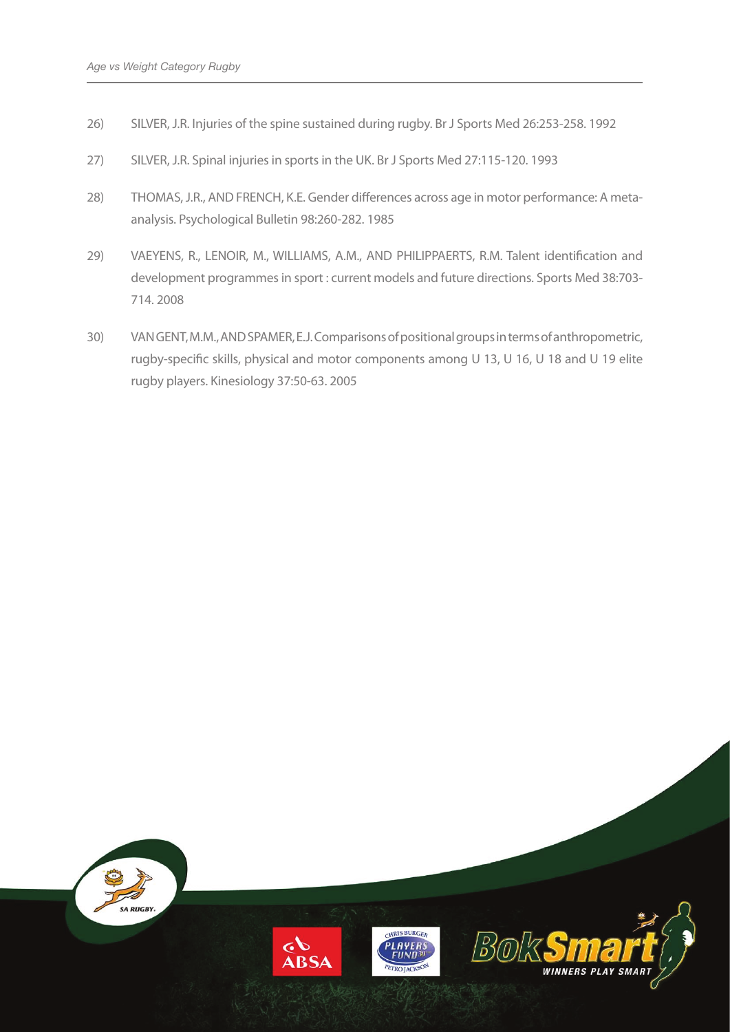26) SILVER, J.R. Injuries of the spine sustained during rugby. Br J Sports Med 26:253-258. 1992

27) SILVER, J.R. Spinal injuries in sports in the UK. Br J Sports Med 27:115-120. 1993

28) THOMAS, J.R., AND FRENCH, K.E. Gender differences across age in motor performance: A meta-analysis. Psychological Bulletin 98:260-282. 1985

29) VAEYENS, R., LENOIR, M., WILLIAMS, A.M., AND PHILIPPAERTS, R.M. Talent identification and development programmes in sport : current models and future directions. Sports Med 38:703-714. 2008

30) VAN GENT, M.M., AND SPAMER, E.J. Comparisons of positional groups in terms of anthropometric, rugby-specific skills, physical and motor components among U 13, U 16, U 18 and U 19 elite rugby players. Kinesiology 37:50-63. 2005